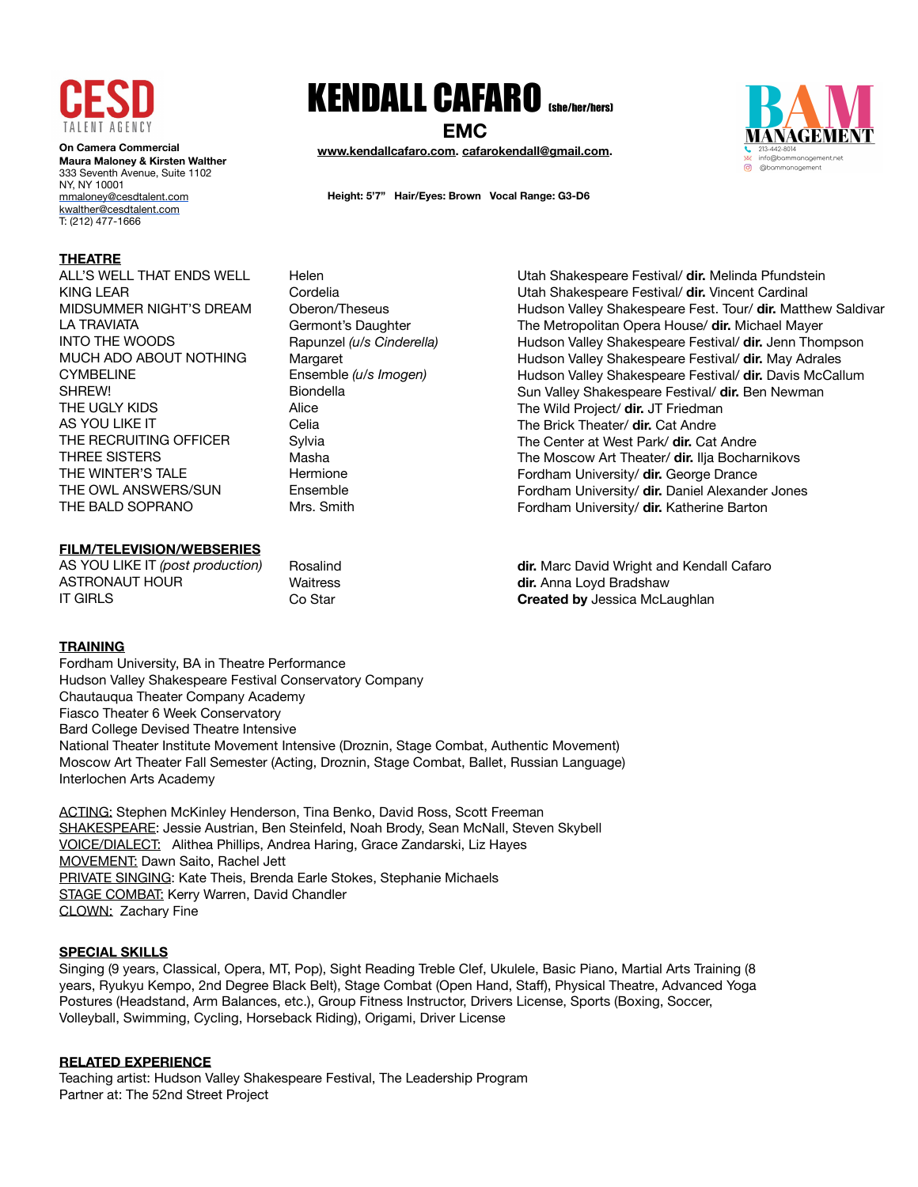# KENDALL CAFARO (she/her/hers)

**EMC**

**www.kendallcafaro.com. cafarokendall@gmail.com.**

**Height: 5'7" Hair/Eyes: Brown Vocal Range: G3-D6**

CESD TALENT AGENCY

**On Camera Commercial**
**Maura Maloney & Kirsten Walther**
333 Seventh Avenue, Suite 1102
NY, NY 10001
mmaloney@cesdtalent.com
kwalther@cesdtalent.com
T: (212) 477-1666

BAM MANAGEMENT
213-442-8014
info@bammanagement.net
@bammanagement

## THEATRE

| | | |
|---|---|---|
| ALL'S WELL THAT ENDS WELL | Helen | Utah Shakespeare Festival/ **dir.** Melinda Pfundstein |
| KING LEAR | Cordelia | Utah Shakespeare Festival/ **dir.** Vincent Cardinal |
| MIDSUMMER NIGHT'S DREAM | Oberon/Theseus | Hudson Valley Shakespeare Fest. Tour/ **dir.** Matthew Saldivar |
| LA TRAVIATA | Germont's Daughter | The Metropolitan Opera House/ **dir.** Michael Mayer |
| INTO THE WOODS | Rapunzel *(u/s Cinderella)* | Hudson Valley Shakespeare Festival/ **dir.** Jenn Thompson |
| MUCH ADO ABOUT NOTHING | Margaret | Hudson Valley Shakespeare Festival/ **dir.** May Adrales |
| CYMBELINE | Ensemble *(u/s Imogen)* | Hudson Valley Shakespeare Festival/ **dir.** Davis McCallum |
| SHREW! | Biondella | Sun Valley Shakespeare Festival/ **dir.** Ben Newman |
| THE UGLY KIDS | Alice | The Wild Project/ **dir.** JT Friedman |
| AS YOU LIKE IT | Celia | The Brick Theater/ **dir.** Cat Andre |
| THE RECRUITING OFFICER | Sylvia | The Center at West Park/ **dir.** Cat Andre |
| THREE SISTERS | Masha | The Moscow Art Theater/ **dir.** Ilja Bocharnikovs |
| THE WINTER'S TALE | Hermione | Fordham University/ **dir.** George Drance |
| THE OWL ANSWERS/SUN | Ensemble | Fordham University/ **dir.** Daniel Alexander Jones |
| THE BALD SOPRANO | Mrs. Smith | Fordham University/ **dir.** Katherine Barton |

## FILM/TELEVISION/WEBSERIES

| | | |
|---|---|---|
| AS YOU LIKE IT *(post production)* | Rosalind | **dir.** Marc David Wright and Kendall Cafaro |
| ASTRONAUT HOUR | Waitress | **dir.** Anna Loyd Bradshaw |
| IT GIRLS | Co Star | **Created by** Jessica McLaughlan |

## TRAINING

Fordham University, BA in Theatre Performance
Hudson Valley Shakespeare Festival Conservatory Company
Chautauqua Theater Company Academy
Fiasco Theater 6 Week Conservatory
Bard College Devised Theatre Intensive
National Theater Institute Movement Intensive (Droznin, Stage Combat, Authentic Movement)
Moscow Art Theater Fall Semester (Acting, Droznin, Stage Combat, Ballet, Russian Language)
Interlochen Arts Academy

ACTING: Stephen McKinley Henderson, Tina Benko, David Ross, Scott Freeman
SHAKESPEARE: Jessie Austrian, Ben Steinfeld, Noah Brody, Sean McNall, Steven Skybell
VOICE/DIALECT: Alithea Phillips, Andrea Haring, Grace Zandarski, Liz Hayes
MOVEMENT: Dawn Saito, Rachel Jett
PRIVATE SINGING: Kate Theis, Brenda Earle Stokes, Stephanie Michaels
STAGE COMBAT: Kerry Warren, David Chandler
CLOWN: Zachary Fine

## SPECIAL SKILLS

Singing (9 years, Classical, Opera, MT, Pop), Sight Reading Treble Clef, Ukulele, Basic Piano, Martial Arts Training (8 years, Ryukyu Kempo, 2nd Degree Black Belt), Stage Combat (Open Hand, Staff), Physical Theatre, Advanced Yoga Postures (Headstand, Arm Balances, etc.), Group Fitness Instructor, Drivers License, Sports (Boxing, Soccer, Volleyball, Swimming, Cycling, Horseback Riding), Origami, Driver License

## RELATED EXPERIENCE

Teaching artist: Hudson Valley Shakespeare Festival, The Leadership Program
Partner at: The 52nd Street Project